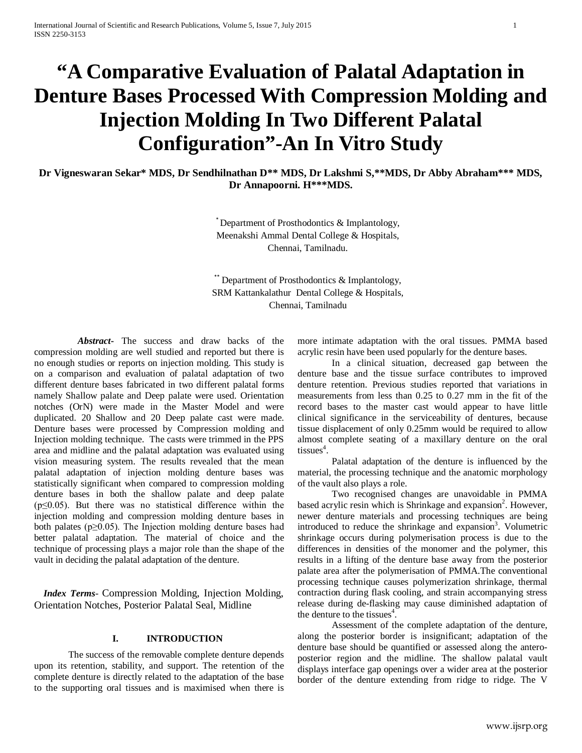# "A Comparative Evaluation of Palatal Adaptation in Denture Bases Processed With Compression Molding and Injection Molding In Two Different Palatal Configuration"-An In Vitro Study

**Dr Vigneswaran Sekar* MDS, Dr Sendhilnathan D** MDS, Dr Lakshmi S,**MDS, Dr Abby Abraham*** MDS, Dr Annapoorni. H***MDS.**

[*] Department of Prosthodontics & Implantology, Meenakshi Ammal Dental College & Hospitals, Chennai, Tamilnadu.

[**] Department of Prosthodontics & Implantology, SRM Kattankalathur Dental College & Hospitals, Chennai, Tamilnadu

***Abstract*-** The success and draw backs of the compression molding are well studied and reported but there is no enough studies or reports on injection molding. This study is on a comparison and evaluation of palatal adaptation of two different denture bases fabricated in two different palatal forms namely Shallow palate and Deep palate were used. Orientation notches (OrN) were made in the Master Model and were duplicated. 20 Shallow and 20 Deep palate cast were made. Denture bases were processed by Compression molding and Injection molding technique. The casts were trimmed in the PPS area and midline and the palatal adaptation was evaluated using vision measuring system. The results revealed that the mean palatal adaptation of injection molding denture bases was statistically significant when compared to compression molding denture bases in both the shallow palate and deep palate ($p \leq 0.05$). But there was no statistical difference within the injection molding and compression molding denture bases in both palates ($p \geq 0.05$). The Injection molding denture bases had better palatal adaptation. The material of choice and the technique of processing plays a major role than the shape of the vault in deciding the palatal adaptation of the denture.

***Index Terms*-** Compression Molding, Injection Molding, Orientation Notches, Posterior Palatal Seal, Midline

## I. INTRODUCTION

The success of the removable complete denture depends upon its retention, stability, and support. The retention of the complete denture is directly related to the adaptation of the base to the supporting oral tissues and is maximised when there is more intimate adaptation with the oral tissues. PMMA based acrylic resin have been used popularly for the denture bases.

In a clinical situation, decreased gap between the denture base and the tissue surface contributes to improved denture retention. Previous studies reported that variations in measurements from less than 0.25 to 0.27 mm in the fit of the record bases to the master cast would appear to have little clinical significance in the serviceability of dentures, because tissue displacement of only 0.25mm would be required to allow almost complete seating of a maxillary denture on the oral tissues[4].

Palatal adaptation of the denture is influenced by the material, the processing technique and the anatomic morphology of the vault also plays a role.

Two recognised changes are unavoidable in PMMA based acrylic resin which is Shrinkage and expansion[2]. However, newer denture materials and processing techniques are being introduced to reduce the shrinkage and expansion[3]. Volumetric shrinkage occurs during polymerisation process is due to the differences in densities of the monomer and the polymer, this results in a lifting of the denture base away from the posterior palate area after the polymerisation of PMMA.The conventional processing technique causes polymerization shrinkage, thermal contraction during flask cooling, and strain accompanying stress release during de-flasking may cause diminished adaptation of the denture to the tissues[4].

Assessment of the complete adaptation of the denture, along the posterior border is insignificant; adaptation of the denture base should be quantified or assessed along the antero-posterior region and the midline. The shallow palatal vault displays interface gap openings over a wider area at the posterior border of the denture extending from ridge to ridge. The V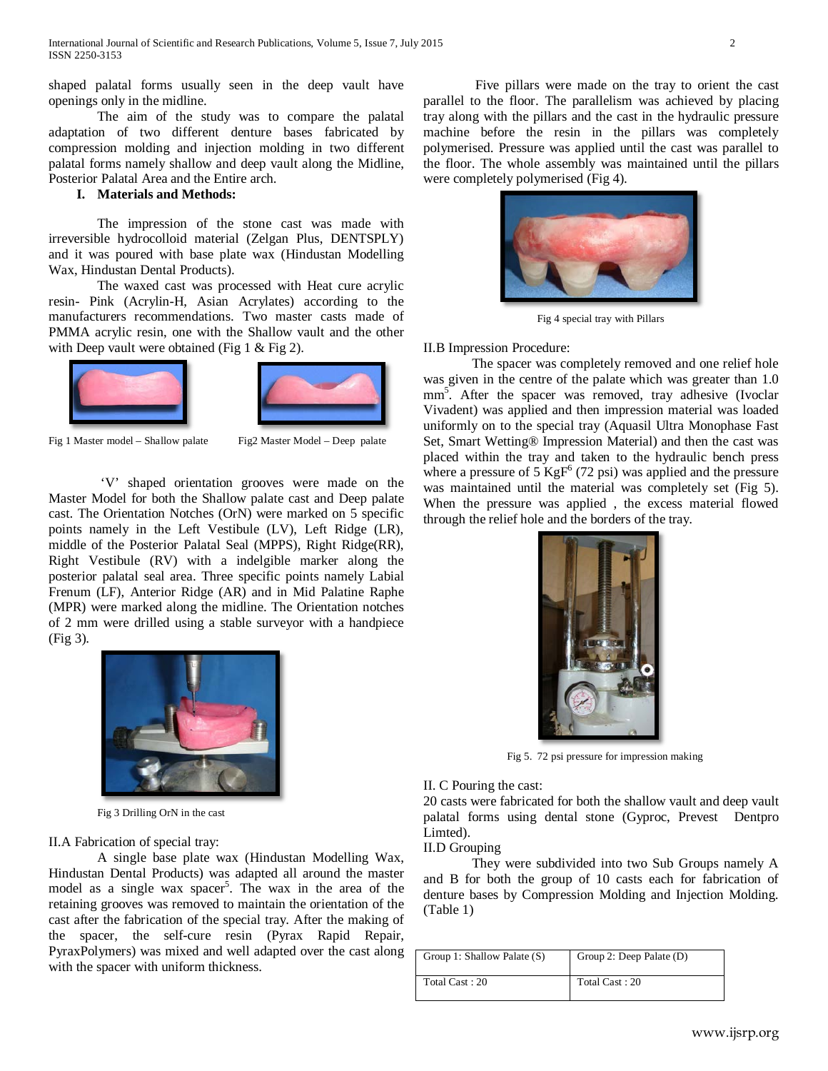shaped palatal forms usually seen in the deep vault have openings only in the midline.

The aim of the study was to compare the palatal adaptation of two different denture bases fabricated by compression molding and injection molding in two different palatal forms namely shallow and deep vault along the Midline, Posterior Palatal Area and the Entire arch.

## I. Materials and Methods:

The impression of the stone cast was made with irreversible hydrocolloid material (Zelgan Plus, DENTSPLY) and it was poured with base plate wax (Hindustan Modelling Wax, Hindustan Dental Products).

The waxed cast was processed with Heat cure acrylic resin- Pink (Acrylin-H, Asian Acrylates) according to the manufacturers recommendations. Two master casts made of PMMA acrylic resin, one with the Shallow vault and the other with Deep vault were obtained (Fig 1 & Fig 2).

Fig 1 Master model – Shallow palate

Fig2 Master Model – Deep palate

'V' shaped orientation grooves were made on the Master Model for both the Shallow palate cast and Deep palate cast. The Orientation Notches (OrN) were marked on 5 specific points namely in the Left Vestibule (LV), Left Ridge (LR), middle of the Posterior Palatal Seal (MPPS), Right Ridge(RR), Right Vestibule (RV) with a indelgible marker along the posterior palatal seal area. Three specific points namely Labial Frenum (LF), Anterior Ridge (AR) and in Mid Palatine Raphe (MPR) were marked along the midline. The Orientation notches of 2 mm were drilled using a stable surveyor with a handpiece (Fig 3).

Fig 3 Drilling OrN in the cast

### II.A Fabrication of special tray:

A single base plate wax (Hindustan Modelling Wax, Hindustan Dental Products) was adapted all around the master model as a single wax spacer[5]. The wax in the area of the retaining grooves was removed to maintain the orientation of the cast after the fabrication of the special tray. After the making of the spacer, the self-cure resin (Pyrax Rapid Repair, PyraxPolymers) was mixed and well adapted over the cast along with the spacer with uniform thickness.

Five pillars were made on the tray to orient the cast parallel to the floor. The parallelism was achieved by placing tray along with the pillars and the cast in the hydraulic pressure machine before the resin in the pillars was completely polymerised. Pressure was applied until the cast was parallel to the floor. The whole assembly was maintained until the pillars were completely polymerised (Fig 4).

Fig 4 special tray with Pillars

### II.B Impression Procedure:

The spacer was completely removed and one relief hole was given in the centre of the palate which was greater than 1.0 mm[5]. After the spacer was removed, tray adhesive (Ivoclar Vivadent) was applied and then impression material was loaded uniformly on to the special tray (Aquasil Ultra Monophase Fast Set, Smart Wetting® Impression Material) and then the cast was placed within the tray and taken to the hydraulic bench press where a pressure of 5 KgF[6] (72 psi) was applied and the pressure was maintained until the material was completely set (Fig 5). When the pressure was applied , the excess material flowed through the relief hole and the borders of the tray.

Fig 5. 72 psi pressure for impression making

### II. C Pouring the cast:

20 casts were fabricated for both the shallow vault and deep vault palatal forms using dental stone (Gyproc, Prevest Dentpro Limted).

### II.D Grouping

They were subdivided into two Sub Groups namely A and B for both the group of 10 casts each for fabrication of denture bases by Compression Molding and Injection Molding. (Table 1)

| Group 1: Shallow Palate (S) | Group 2: Deep Palate (D) |
|---|---|
| Total Cast : 20 | Total Cast : 20 |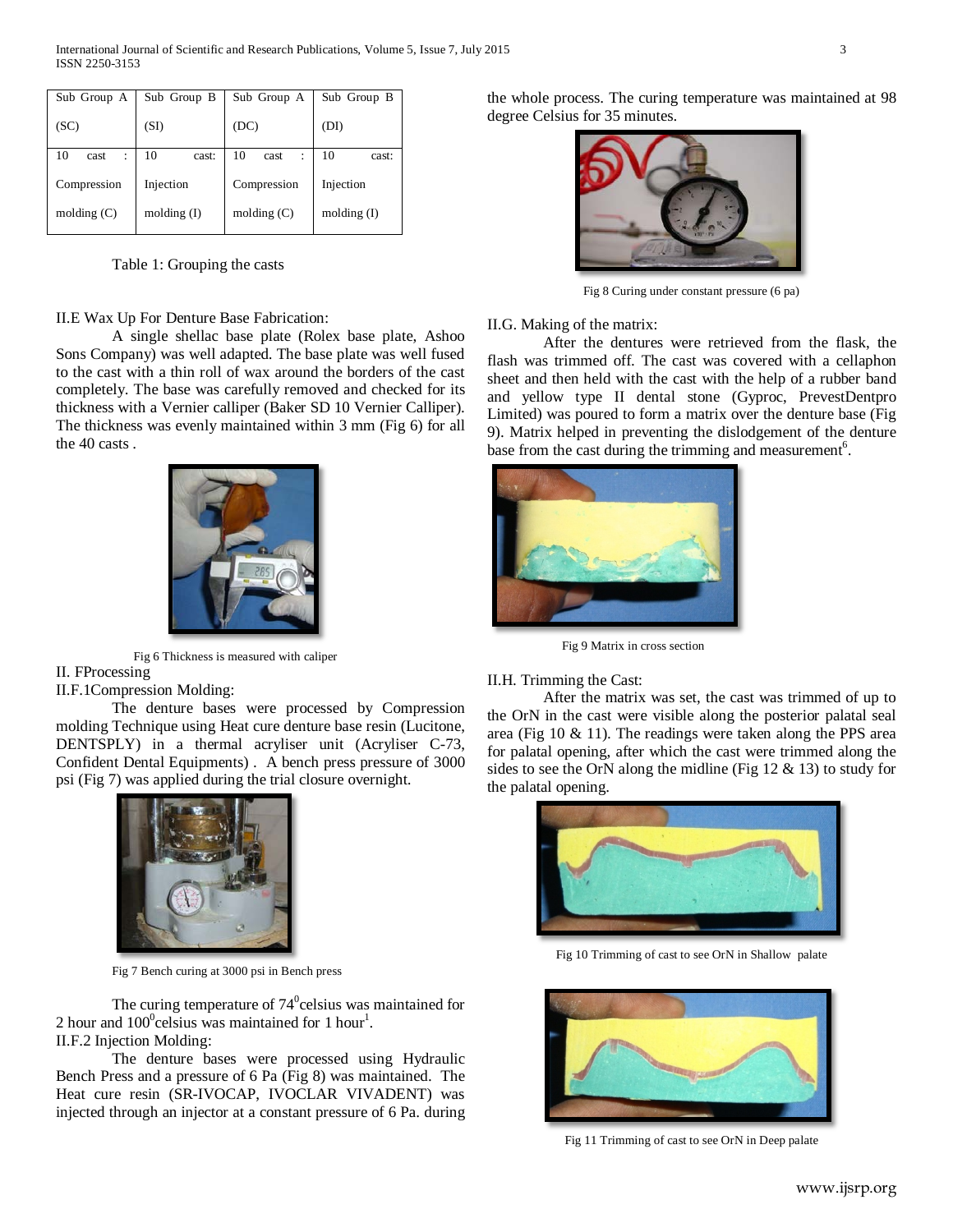| Sub Group A (SC) | Sub Group B (SI) | Sub Group A (DC) | Sub Group B (DI) |
|---|---|---|---|
| 10 cast : Compression molding (C) | 10 cast: Injection molding (I) | 10 cast : Compression molding (C) | 10 cast: Injection molding (I) |

Table 1: Grouping the casts

II.E Wax Up For Denture Base Fabrication:

A single shellac base plate (Rolex base plate, Ashoo Sons Company) was well adapted. The base plate was well fused to the cast with a thin roll of wax around the borders of the cast completely. The base was carefully removed and checked for its thickness with a Vernier calliper (Baker SD 10 Vernier Calliper). The thickness was evenly maintained within 3 mm (Fig 6) for all the 40 casts .

Fig 6 Thickness is measured with caliper

II. FProcessing

II.F.1Compression Molding:

The denture bases were processed by Compression molding Technique using Heat cure denture base resin (Lucitone, DENTSPLY) in a thermal acryliser unit (Acryliser C-73, Confident Dental Equipments) . A bench press pressure of 3000 psi (Fig 7) was applied during the trial closure overnight.

Fig 7 Bench curing at 3000 psi in Bench press

The curing temperature of $74^0$celsius was maintained for 2 hour and $100^0$celsius was maintained for 1 hour[1].

II.F.2 Injection Molding:

The denture bases were processed using Hydraulic Bench Press and a pressure of 6 Pa (Fig 8) was maintained. The Heat cure resin (SR-IVOCAP, IVOCLAR VIVADENT) was injected through an injector at a constant pressure of 6 Pa. during the whole process. The curing temperature was maintained at 98 degree Celsius for 35 minutes.

Fig 8 Curing under constant pressure (6 pa)

II.G. Making of the matrix:

After the dentures were retrieved from the flask, the flash was trimmed off. The cast was covered with a cellaphon sheet and then held with the cast with the help of a rubber band and yellow type II dental stone (Gyproc, PrevestDentpro Limited) was poured to form a matrix over the denture base (Fig 9). Matrix helped in preventing the dislodgement of the denture base from the cast during the trimming and measurement[6].

Fig 9 Matrix in cross section

II.H. Trimming the Cast:

After the matrix was set, the cast was trimmed of up to the OrN in the cast were visible along the posterior palatal seal area (Fig 10 & 11). The readings were taken along the PPS area for palatal opening, after which the cast were trimmed along the sides to see the OrN along the midline (Fig 12 & 13) to study for the palatal opening.

Fig 10 Trimming of cast to see OrN in Shallow palate

Fig 11 Trimming of cast to see OrN in Deep palate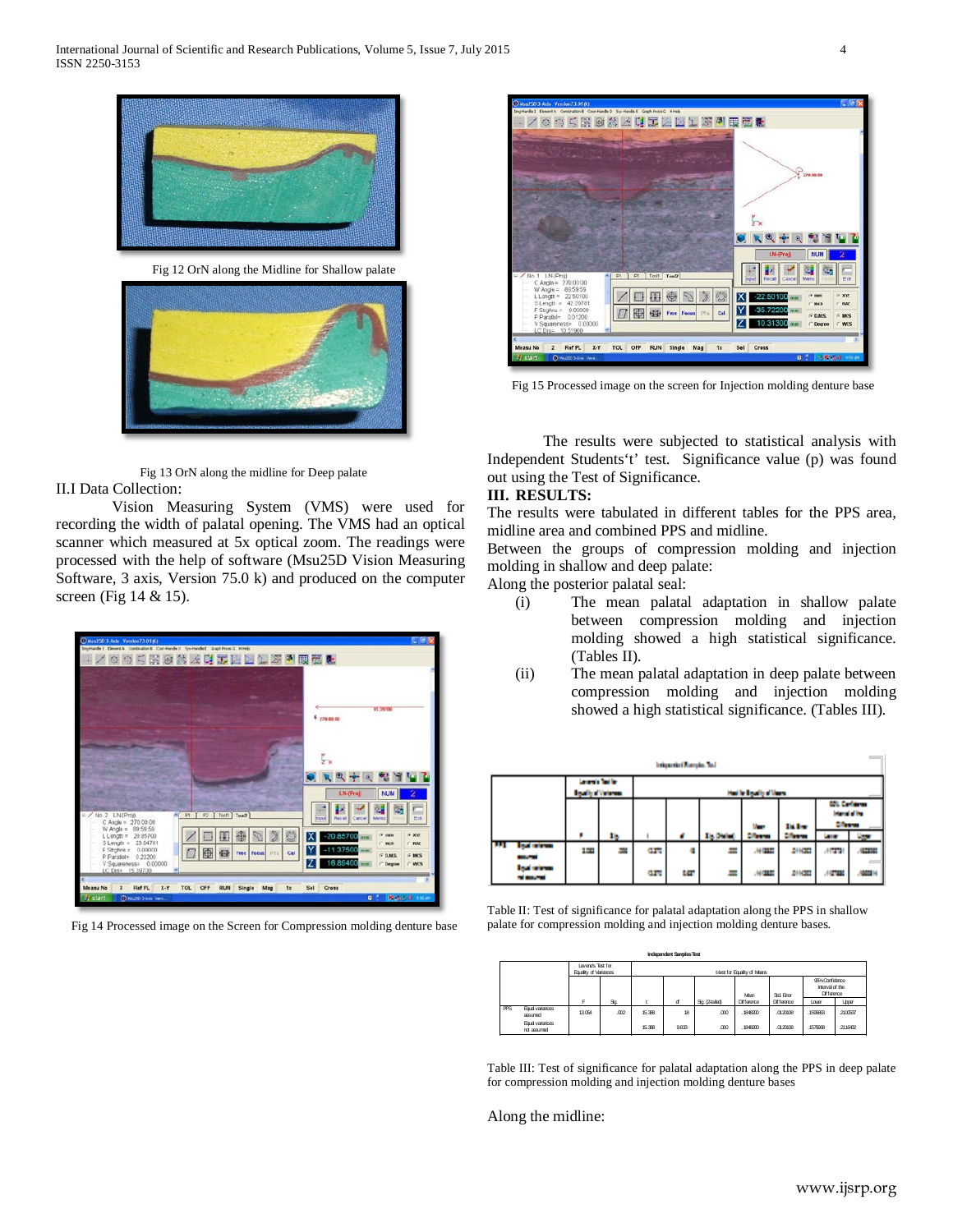Fig 12 OrN along the Midline for Shallow palate

Fig 13 OrN along the midline for Deep palate

II.I Data Collection:

Vision Measuring System (VMS) were used for recording the width of palatal opening. The VMS had an optical scanner which measured at 5x optical zoom. The readings were processed with the help of software (Msu25D Vision Measuring Software, 3 axis, Version 75.0 k) and produced on the computer screen (Fig 14 & 15).

Fig 14 Processed image on the Screen for Compression molding denture base

Fig 15 Processed image on the screen for Injection molding denture base

The results were subjected to statistical analysis with Independent Students't' test. Significance value (p) was found out using the Test of Significance.

## III. RESULTS:

The results were tabulated in different tables for the PPS area, midline area and combined PPS and midline.

Between the groups of compression molding and injection molding in shallow and deep palate:

Along the posterior palatal seal:

(i) The mean palatal adaptation in shallow palate between compression molding and injection molding showed a high statistical significance. (Tables II).

(ii) The mean palatal adaptation in deep palate between compression molding and injection molding showed a high statistical significance. (Tables III).

**Independent Samples Test**

| | | Levene's Test for Equality of Variances | | t-test for Equality of Means | | | | | 95% Confidence Interval of the Difference | |
|---|---|---|---|---|---|---|---|---|---|---|
| | | F | Sig. | t | df | Sig. (2-tailed) | Mean Difference | Std. Error Difference | Lower | Upper |
| PPS | Equal variances assumed | 3.383 | .082 | -12.374 | 18 | .000 | -.146320 | .011825 | -.171164 | -.121476 |
| | Equal variances not assumed | | | -12.374 | 15.487 | .000 | -.146320 | .011825 | -.171456 | -.121184 |

Table II: Test of significance for palatal adaptation along the PPS in shallow palate for compression molding and injection molding denture bases.

**Independent Samples Test**

| | | Levene's Test for Equality of Variances | | t-test for Equality of Means | | | | | 95% Confidence Interval of the Difference | |
|---|---|---|---|---|---|---|---|---|---|---|
| | | F | Sig. | t | df | Sig. (2-tailed) | Mean Difference | Std. Error Difference | Lower | Upper |
| PPS | Equal variances assumed | 13.054 | .002 | 15.388 | 18 | .000 | .184820 | .012028 | .159663 | .210037 |
| | Equal variances not assumed | | | 15.388 | 9.833 | .000 | .184820 | .012028 | .157988 | .211652 |

Table III: Test of significance for palatal adaptation along the PPS in deep palate for compression molding and injection molding denture bases

Along the midline: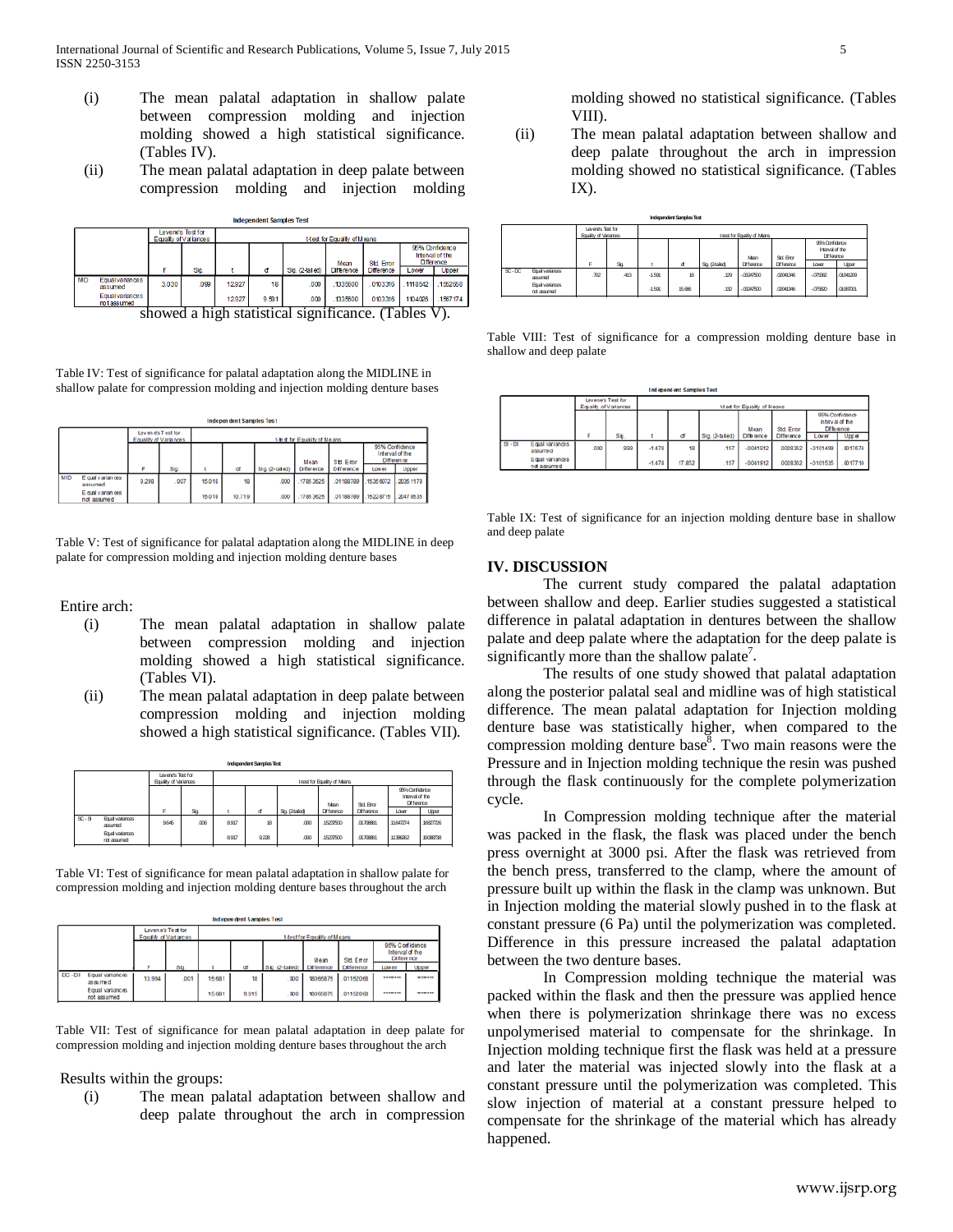(i) The mean palatal adaptation in shallow palate between compression molding and injection molding showed a high statistical significance. (Tables IV).

(ii) The mean palatal adaptation in deep palate between compression molding and injection molding showed a high statistical significance. (Tables V).

**Independent Samples Test**

| | | Levene's Test for Equality of Variances | | t-test for Equality of Means | | | | | | |
|---|---|---|---|---|---|---|---|---|---|---|
| | | | | | | | | | 95% Confidence Interval of the Difference | |
| | | F | Sig. | t | df | Sig. (2-tailed) | Mean Difference | Std. Error Difference | Lower | Upper |
| MID | Equal variances assumed | 3.030 | .099 | 12.927 | 18 | .000 | .1335600 | .0103316 | .1118542 | .1552658 |
| | Equal variances not assumed | | | 12.927 | 9.591 | .000 | .1335600 | .0103316 | .1104026 | .1567174 |

Table IV: Test of significance for palatal adaptation along the MIDLINE in shallow palate for compression molding and injection molding denture bases

**Independent Samples Test**

| | | Levene's Test for Equality of Variances | | t-test for Equality of Means | | | | | | |
|---|---|---|---|---|---|---|---|---|---|---|
| | | | | | | | | | 95% Confidence Interval of the Difference | |
| | | F | Sig. | t | df | Sig. (2-tailed) | Mean Difference | Std. Error Difference | Lower | Upper |
| MID | Equal variances assumed | 9.298 | .007 | 15.018 | 18 | .000 | .1785625 | .01188789 | .1535872 | .2035178 |
| | Equal variances not assumed | | | 15.018 | 10.719 | .000 | .1785625 | .01188789 | .1522815 | .2047835 |

Table V: Test of significance for palatal adaptation along the MIDLINE in deep palate for compression molding and injection molding denture bases

Entire arch:

(i) The mean palatal adaptation in shallow palate between compression molding and injection molding showed a high statistical significance. (Tables VI).

(ii) The mean palatal adaptation in deep palate between compression molding and injection molding showed a high statistical significance. (Tables VII).

**Independent Samples Test**

| | | Levene's Test for Equality of Variances | | t-test for Equality of Means | | | | | | |
|---|---|---|---|---|---|---|---|---|---|---|
| | | | | | | | | | 95% Confidence Interval of the Difference | |
| | | F | Sig. | t | df | Sig. (2-tailed) | Mean Difference | Std. Error Difference | Lower | Upper |
| SC - SI | Equal variances assumed | 9.645 | .006 | 8.917 | 18 | .000 | .1523500 | .01708881 | .1164274 | .1882726 |
| | Equal variances not assumed | | | 8.917 | 9.228 | .000 | .1523500 | .01708881 | .1138262 | .1908738 |

Table VI: Test of significance for mean palatal adaptation in shallow palate for compression molding and injection molding denture bases throughout the arch

**Independent Samples Test**

| | | Levene's Test for Equality of Variances | | t-test for Equality of Means | | | | | | |
|---|---|---|---|---|---|---|---|---|---|---|
| | | | | | | | | | 95% Confidence Interval of the Difference | |
| | | F | Sig. | t | df | Sig. (2-tailed) | Mean Difference | Std. Error Difference | Lower | Upper |
| DC - DI | Equal variances assumed | 13.994 | .001 | 15.681 | 18 | .000 | .18065875 | .01152068 | ******** | ******** |
| | Equal variances not assumed | | | 15.681 | 9.015 | .000 | .18065875 | .01152068 | ******** | ******** |

Table VII: Test of significance for mean palatal adaptation in deep palate for compression molding and injection molding denture bases throughout the arch

Results within the groups:

(i) The mean palatal adaptation between shallow and deep palate throughout the arch in compression molding showed no statistical significance. (Tables VIII).

(ii) The mean palatal adaptation between shallow and deep palate throughout the arch in impression molding showed no statistical significance. (Tables IX).

**Independent Samples Test**

| | | Levene's Test for Equality of Variances | | t-test for Equality of Means | | | | | | |
|---|---|---|---|---|---|---|---|---|---|---|
| | | | | | | | | | 95% Confidence Interval of the Difference | |
| | | F | Sig. | t | df | Sig. (2-tailed) | Mean Difference | Std. Error Difference | Lower | Upper |
| SC - DC | Equal variances assumed | .702 | .413 | -1.591 | 18 | .129 | -.0324500 | .0204346 | -.075382 | .0104809 |
| | Equal variances not assumed | | | -1.591 | 15.686 | .132 | -.0324500 | .0204346 | -.075900 | .0108001 |

Table VIII: Test of significance for a compression molding denture base in shallow and deep palate

**Independent Samples Test**

| | | Levene's Test for Equality of Variances | | t-test for Equality of Means | | | | | | |
|---|---|---|---|---|---|---|---|---|---|---|
| | | | | | | | | | 95% Confidence Interval of the Difference | |
| | | F | Sig. | t | df | Sig. (2-tailed) | Mean Difference | Std. Error Difference | Lower | Upper |
| SI - DI | Equal variances assumed | .000 | .999 | -1.478 | 18 | .157 | -.0041912 | .0028362 | -.0101499 | .0017674 |
| | Equal variances not assumed | | | -1.478 | 17.852 | .157 | -.0041912 | .0028362 | -.0101535 | .0017710 |

Table IX: Test of significance for an injection molding denture base in shallow and deep palate

## IV. DISCUSSION

The current study compared the palatal adaptation between shallow and deep. Earlier studies suggested a statistical difference in palatal adaptation in dentures between the shallow palate and deep palate where the adaptation for the deep palate is significantly more than the shallow palate[7].

The results of one study showed that palatal adaptation along the posterior palatal seal and midline was of high statistical difference. The mean palatal adaptation for Injection molding denture base was statistically higher, when compared to the compression molding denture base[8]. Two main reasons were the Pressure and in Injection molding technique the resin was pushed through the flask continuously for the complete polymerization cycle.

In Compression molding technique after the material was packed in the flask, the flask was placed under the bench press overnight at 3000 psi. After the flask was retrieved from the bench press, transferred to the clamp, where the amount of pressure built up within the flask in the clamp was unknown. But in Injection molding the material slowly pushed in to the flask at constant pressure (6 Pa) until the polymerization was completed. Difference in this pressure increased the palatal adaptation between the two denture bases.

In Compression molding technique the material was packed within the flask and then the pressure was applied hence when there is polymerization shrinkage there was no excess unpolymerised material to compensate for the shrinkage. In Injection molding technique first the flask was held at a pressure and later the material was injected slowly into the flask at a constant pressure until the polymerization was completed. This slow injection of material at a constant pressure helped to compensate for the shrinkage of the material which has already happened.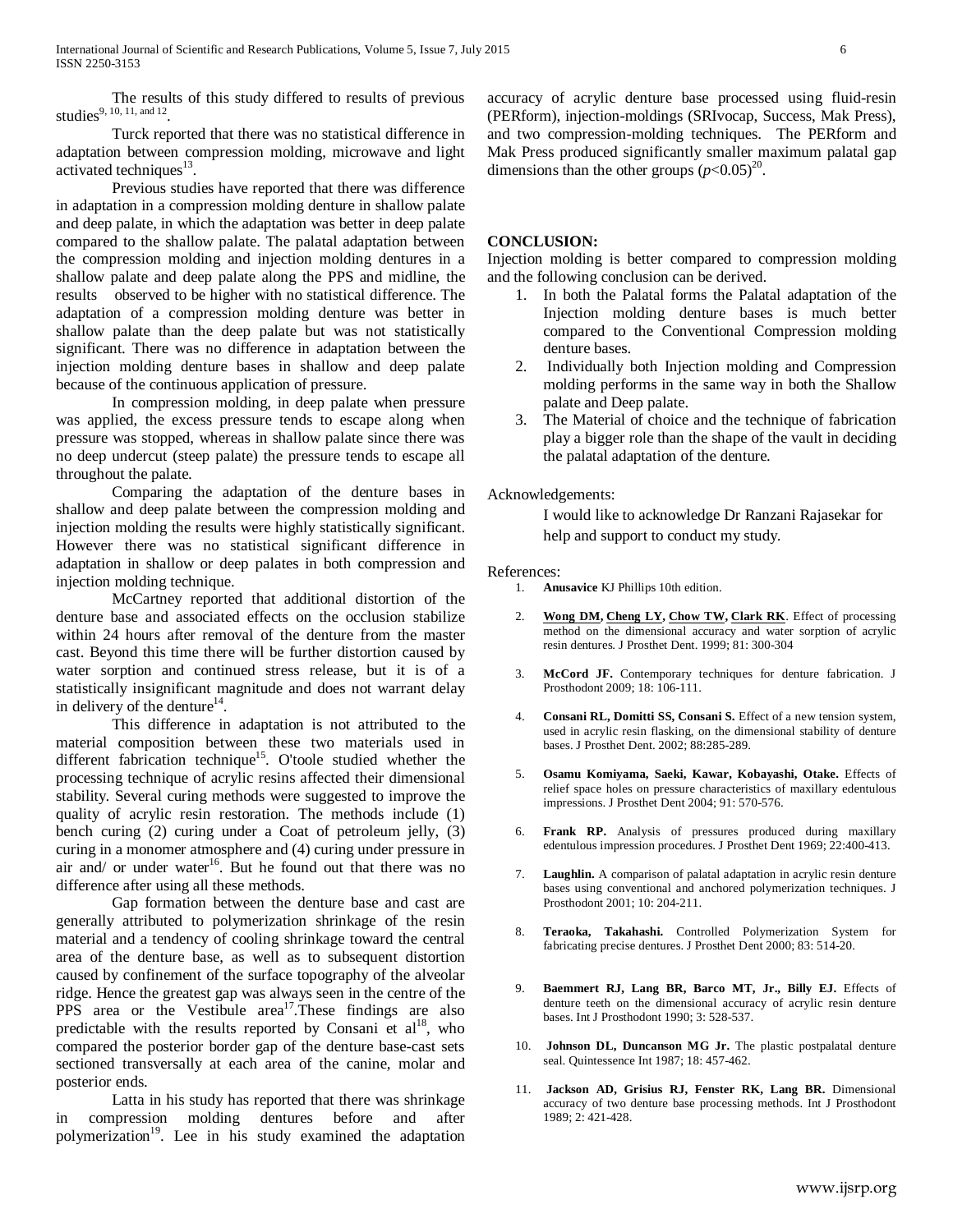The results of this study differed to results of previous studies[9, 10, 11, and 12].

Turck reported that there was no statistical difference in adaptation between compression molding, microwave and light activated techniques[13].

Previous studies have reported that there was difference in adaptation in a compression molding denture in shallow palate and deep palate, in which the adaptation was better in deep palate compared to the shallow palate. The palatal adaptation between the compression molding and injection molding dentures in a shallow palate and deep palate along the PPS and midline, the results observed to be higher with no statistical difference. The adaptation of a compression molding denture was better in shallow palate than the deep palate but was not statistically significant. There was no difference in adaptation between the injection molding denture bases in shallow and deep palate because of the continuous application of pressure.

In compression molding, in deep palate when pressure was applied, the excess pressure tends to escape along when pressure was stopped, whereas in shallow palate since there was no deep undercut (steep palate) the pressure tends to escape all throughout the palate.

Comparing the adaptation of the denture bases in shallow and deep palate between the compression molding and injection molding the results were highly statistically significant. However there was no statistical significant difference in adaptation in shallow or deep palates in both compression and injection molding technique.

McCartney reported that additional distortion of the denture base and associated effects on the occlusion stabilize within 24 hours after removal of the denture from the master cast. Beyond this time there will be further distortion caused by water sorption and continued stress release, but it is of a statistically insignificant magnitude and does not warrant delay in delivery of the denture[14].

This difference in adaptation is not attributed to the material composition between these two materials used in different fabrication technique[15]. O'toole studied whether the processing technique of acrylic resins affected their dimensional stability. Several curing methods were suggested to improve the quality of acrylic resin restoration. The methods include (1) bench curing (2) curing under a Coat of petroleum jelly, (3) curing in a monomer atmosphere and (4) curing under pressure in air and/ or under water[16]. But he found out that there was no difference after using all these methods.

Gap formation between the denture base and cast are generally attributed to polymerization shrinkage of the resin material and a tendency of cooling shrinkage toward the central area of the denture base, as well as to subsequent distortion caused by confinement of the surface topography of the alveolar ridge. Hence the greatest gap was always seen in the centre of the PPS area or the Vestibule area[17].These findings are also predictable with the results reported by Consani et al[18], who compared the posterior border gap of the denture base-cast sets sectioned transversally at each area of the canine, molar and posterior ends.

Latta in his study has reported that there was shrinkage in compression molding dentures before and after polymerization[19]. Lee in his study examined the adaptation accuracy of acrylic denture base processed using fluid-resin (PERform), injection-moldings (SRIvocap, Success, Mak Press), and two compression-molding techniques. The PERform and Mak Press produced significantly smaller maximum palatal gap dimensions than the other groups ($p<0.05$)[20].

## CONCLUSION:

Injection molding is better compared to compression molding and the following conclusion can be derived.

1. In both the Palatal forms the Palatal adaptation of the Injection molding denture bases is much better compared to the Conventional Compression molding denture bases.
2. Individually both Injection molding and Compression molding performs in the same way in both the Shallow palate and Deep palate.
3. The Material of choice and the technique of fabrication play a bigger role than the shape of the vault in deciding the palatal adaptation of the denture.

Acknowledgements:

I would like to acknowledge Dr Ranzani Rajasekar for help and support to conduct my study.

References:

1. **Anusavice** KJ Phillips 10th edition.
2. **Wong DM, Cheng LY, Chow TW, Clark RK**. Effect of processing method on the dimensional accuracy and water sorption of acrylic resin dentures. J Prosthet Dent. 1999; 81: 300-304
3. **McCord JF.** Contemporary techniques for denture fabrication. J Prosthodont 2009; 18: 106-111.
4. **Consani RL, Domitti SS, Consani S.** Effect of a new tension system, used in acrylic resin flasking, on the dimensional stability of denture bases. J Prosthet Dent. 2002; 88:285-289.
5. **Osamu Komiyama, Saeki, Kawar, Kobayashi, Otake.** Effects of relief space holes on pressure characteristics of maxillary edentulous impressions. J Prosthet Dent 2004; 91: 570-576.
6. **Frank RP.** Analysis of pressures produced during maxillary edentulous impression procedures. J Prosthet Dent 1969; 22:400-413.
7. **Laughlin.** A comparison of palatal adaptation in acrylic resin denture bases using conventional and anchored polymerization techniques. J Prosthodont 2001; 10: 204-211.
8. **Teraoka, Takahashi.** Controlled Polymerization System for fabricating precise dentures. J Prosthet Dent 2000; 83: 514-20.
9. **Baemmert RJ, Lang BR, Barco MT, Jr., Billy EJ.** Effects of denture teeth on the dimensional accuracy of acrylic resin denture bases. Int J Prosthodont 1990; 3: 528-537.
10. **Johnson DL, Duncanson MG Jr.** The plastic postpalatal denture seal. Quintessence Int 1987; 18: 457-462.
11. **Jackson AD, Grisius RJ, Fenster RK, Lang BR.** Dimensional accuracy of two denture base processing methods. Int J Prosthodont 1989; 2: 421-428.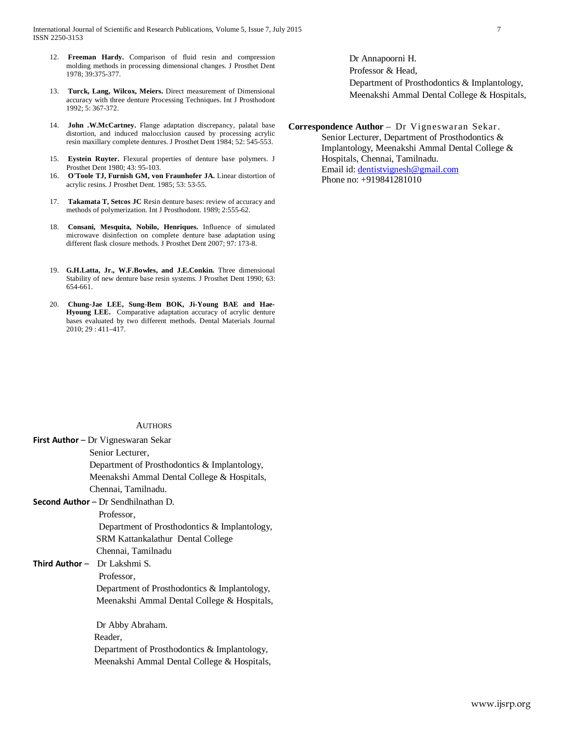12. **Freeman Hardy.** Comparison of fluid resin and compression molding methods in processing dimensional changes. J Prosthet Dent 1978; 39:375-377.

13. **Turck, Lang, Wilcox, Meiers.** Direct measurement of Dimensional accuracy with three denture Processing Techniques. Int J Prosthodont 1992; 5: 367-372.

14. **John .W.McCartney.** Flange adaptation discrepancy, palatal base distortion, and induced malocclusion caused by processing acrylic resin maxillary complete dentures. J Prosthet Dent 1984; 52: 545-553.

15. **Eystein Ruyter.** Flexural properties of denture base polymers. J Prosthet Dent 1980; 43: 95-103.

16. **O'Toole TJ, Furnish GM, von Fraunhofer JA.** Linear distortion of acrylic resins. J Prosthet Dent. 1985; 53: 53-55.

17. **Takamata T, Setcos JC** Resin denture bases: review of accuracy and methods of polymerization. Int J Prosthodont. 1989; 2:555-62.

18. **Consani, Mesquita, Nobilo, Henriques.** Influence of simulated microwave disinfection on complete denture base adaptation using different flask closure methods. J Prosthet Dent 2007; 97: 173-8.

19. **G.H.Latta, Jr., W.F.Bowles, and J.E.Conkin.** Three dimensional Stability of new denture base resin systems. J Prosthet Dent 1990; 63: 654-661.

20. **Chung-Jae LEE, Sung-Bem BOK, Ji-Young BAE and Hae-Hyoung LEE.** Comparative adaptation accuracy of acrylic denture bases evaluated by two different methods. Dental Materials Journal 2010; 29 : 411–417.

## Authors

**First Author** – Dr Vigneswaran Sekar
Senior Lecturer,
Department of Prosthodontics & Implantology,
Meenakshi Ammal Dental College & Hospitals,
Chennai, Tamilnadu.

**Second Author** – Dr Sendhilnathan D.
Professor,
Department of Prosthodontics & Implantology,
SRM Kattankalathur Dental College
Chennai, Tamilnadu

**Third Author** – Dr Lakshmi S.
Professor,
Department of Prosthodontics & Implantology,
Meenakshi Ammal Dental College & Hospitals,

Dr Abby Abraham.
Reader,
Department of Prosthodontics & Implantology,
Meenakshi Ammal Dental College & Hospitals,

Dr Annapoorni H.
Professor & Head,
Department of Prosthodontics & Implantology,
Meenakshi Ammal Dental College & Hospitals,

**Correspondence Author** – Dr Vigneswaran Sekar.
Senior Lecturer, Department of Prosthodontics & Implantology, Meenakshi Ammal Dental College & Hospitals, Chennai, Tamilnadu.
Email id: dentistvignesh@gmail.com
Phone no: +919841281010